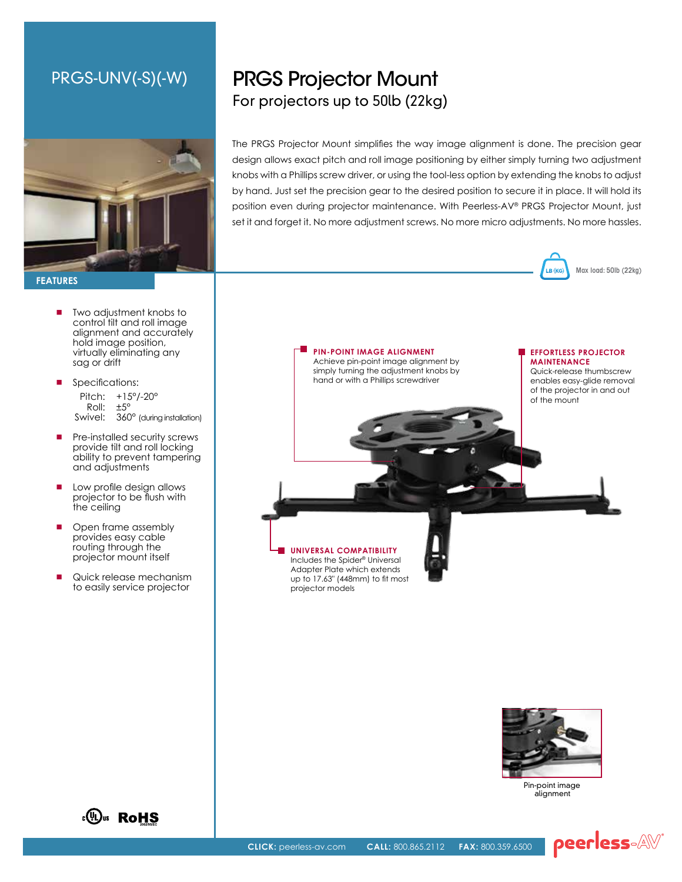PRGS-UNV(-S)(-W)

# PRGS Projector Mount

## For projectors up to 50lb (22kg)

The PRGS Projector Mount simplifies the way image alignment is done. The precision gear design allows exact pitch and roll image positioning by either simply turning two adjustment knobs with a Phillips screw driver, or using the tool-less option by extending the knobs to adjust by hand. Just set the precision gear to the desired position to secure it in place. It will hold its position even during projector maintenance. With Peerless-AV® PRGS Projector Mount, just set it and forget it. No more adjustment screws. No more micro adjustments. No more hassles.

LB (KG) Max load: 50lb (22kg)

### FEATURES

- Two adjustment knobs to control tilt and roll image alignment and accurately hold image position, virtually eliminating any sag or drift
- Specifications:
  - Pitch: +15°/-20°
  - Roll: ±5°
  - Swivel: 360° (during installation)
- Pre-installed security screws provide tilt and roll locking ability to prevent tampering and adjustments
- Low profile design allows projector to be flush with the ceiling
- Open frame assembly provides easy cable routing through the projector mount itself
- Quick release mechanism to easily service projector

**PIN-POINT IMAGE ALIGNMENT**
Achieve pin-point image alignment by simply turning the adjustment knobs by hand or with a Phillips screwdriver

**EFFORTLESS PROJECTOR MAINTENANCE**
Quick-release thumbscrew enables easy-glide removal of the projector in and out of the mount

**UNIVERSAL COMPATIBILITY**
Includes the Spider® Universal Adapter Plate which extends up to 17.63" (448mm) to fit most projector models

Pin-point image alignment

c UL us RoHS

**CLICK:** peerless-av.com **CALL:** 800.865.2112 **FAX:** 800.359.6500

peerless-AV®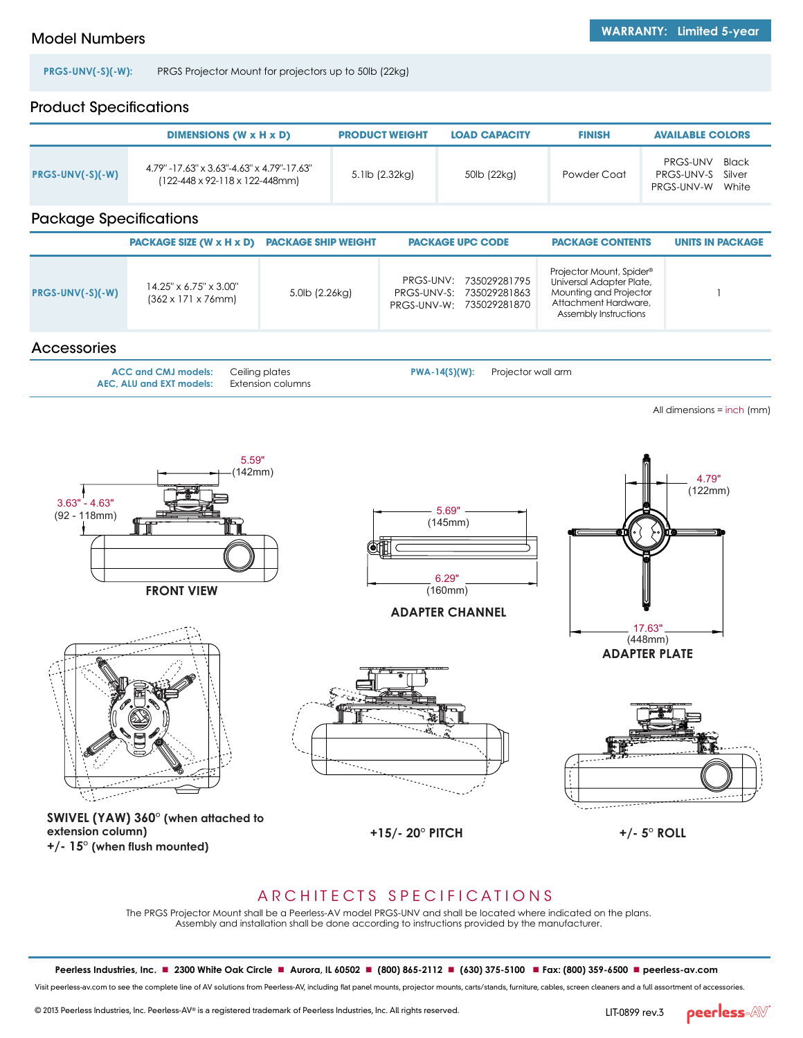WARRANTY: Limited 5-year

## Model Numbers

| | |
|---|---|
| **PRGS-UNV(-S)(-W):** | PRGS Projector Mount for projectors up to 50lb (22kg) |

## Product Specifications

| | DIMENSIONS (W x H x D) | PRODUCT WEIGHT | LOAD CAPACITY | FINISH | AVAILABLE COLORS |
|---|---|---|---|---|---|
| **PRGS-UNV(-S)(-W)** | 4.79" -17.63" x 3.63"-4.63" x 4.79"-17.63" (122-448 x 92-118 x 122-448mm) | 5.1lb (2.32kg) | 50lb (22kg) | Powder Coat | PRGS-UNV Black<br>PRGS-UNV-S Silver<br>PRGS-UNV-W White |

## Package Specifications

| | PACKAGE SIZE (W x H x D) | PACKAGE SHIP WEIGHT | PACKAGE UPC CODE | PACKAGE CONTENTS | UNITS IN PACKAGE |
|---|---|---|---|---|---|
| **PRGS-UNV(-S)(-W)** | 14.25" x 6.75" x 3.00" (362 x 171 x 76mm) | 5.0lb (2.26kg) | PRGS-UNV: 735029281795<br>PRGS-UNV-S: 735029281863<br>PRGS-UNV-W: 735029281870 | Projector Mount, Spider® Universal Adapter Plate, Mounting and Projector Attachment Hardware, Assembly Instructions | 1 |

## Accessories

| | | | |
|---|---|---|---|
| **ACC and CMJ models:** | Ceiling plates | **PWA-14(S)(W):** | Projector wall arm |
| **AEC, ALU and EXT models:** | Extension columns | | |

All dimensions = inch (mm)

5.59" (142mm)
3.63" - 4.63" (92 - 118mm)

**FRONT VIEW**

5.69" (145mm)
6.29" (160mm)

**ADAPTER CHANNEL**

4.79" (122mm)
17.63" (448mm)

**ADAPTER PLATE**

**SWIVEL (YAW) 360° (when attached to extension column)**
**+/- 15° (when flush mounted)**

**+15/- 20° PITCH**

**+/- 5° ROLL**

## ARCHITECTS SPECIFICATIONS

The PRGS Projector Mount shall be a Peerless-AV model PRGS-UNV and shall be located where indicated on the plans. Assembly and installation shall be done according to instructions provided by the manufacturer.

**Peerless Industries, Inc. ■ 2300 White Oak Circle ■ Aurora, IL 60502 ■ (800) 865-2112 ■ (630) 375-5100 ■ Fax: (800) 359-6500 ■ peerless-av.com**

Visit peerless-av.com to see the complete line of AV solutions from Peerless-AV, including flat panel mounts, projector mounts, carts/stands, furniture, cables, screen cleaners and a full assortment of accessories.

© 2013 Peerless Industries, Inc. Peerless-AV® is a registered trademark of Peerless Industries, Inc. All rights reserved.

LIT-0899 rev.3

peerless-AV®